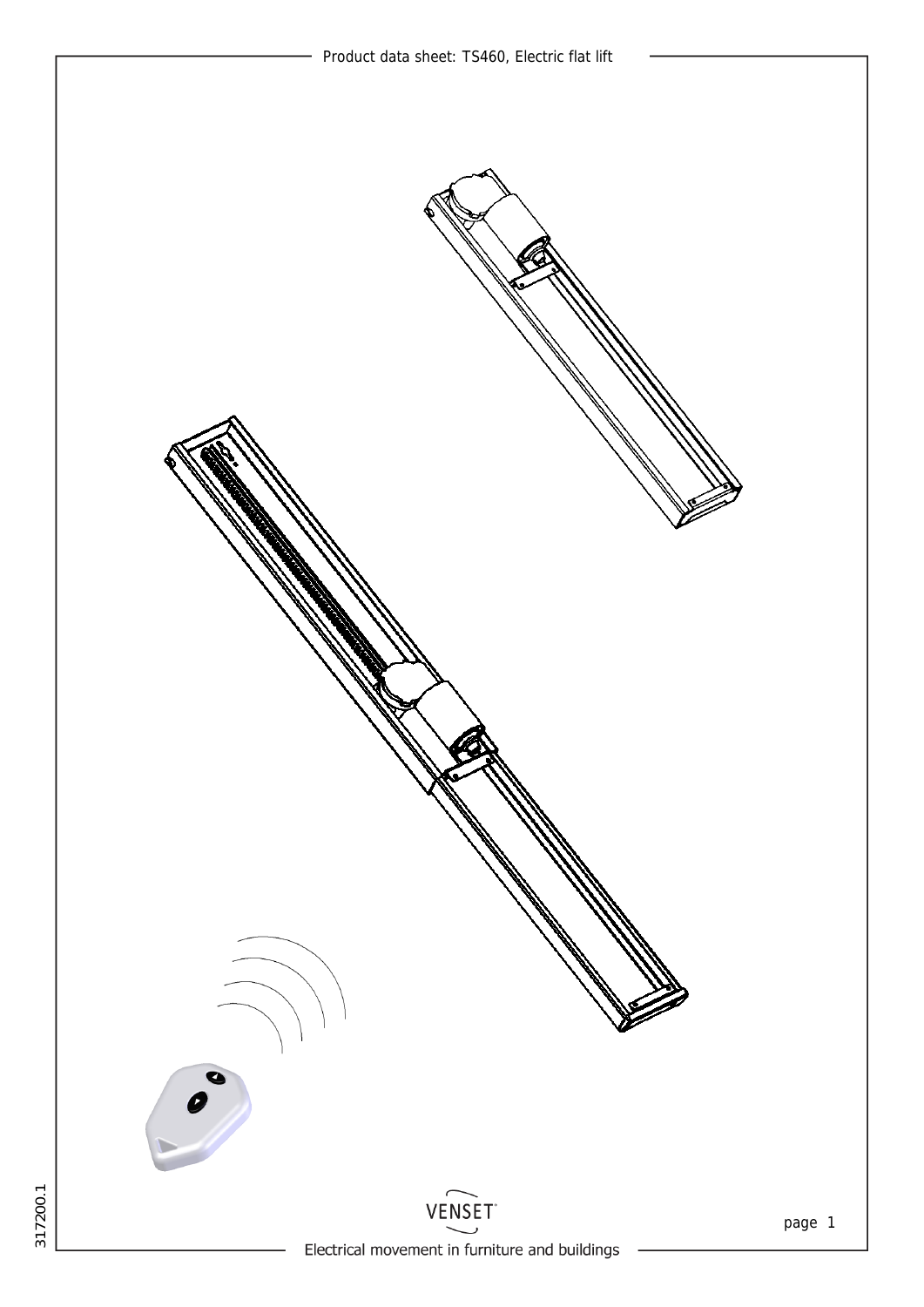Product data sheet: TS460, Electric flat lift

VENSET

Electrical movement in furniture and buildings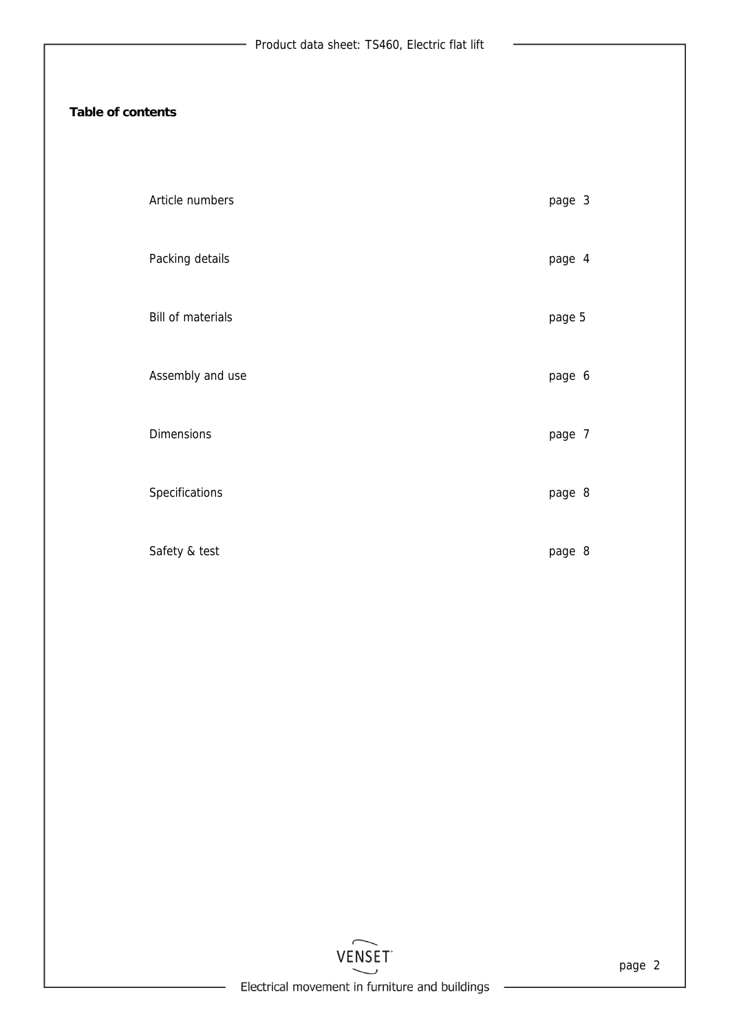**Table of contents**

| | |
|---|---|
| Article numbers | page 3 |
| Packing details | page 4 |
| Bill of materials | page 5 |
| Assembly and use | page 6 |
| Dimensions | page 7 |
| Specifications | page 8 |
| Safety & test | page 8 |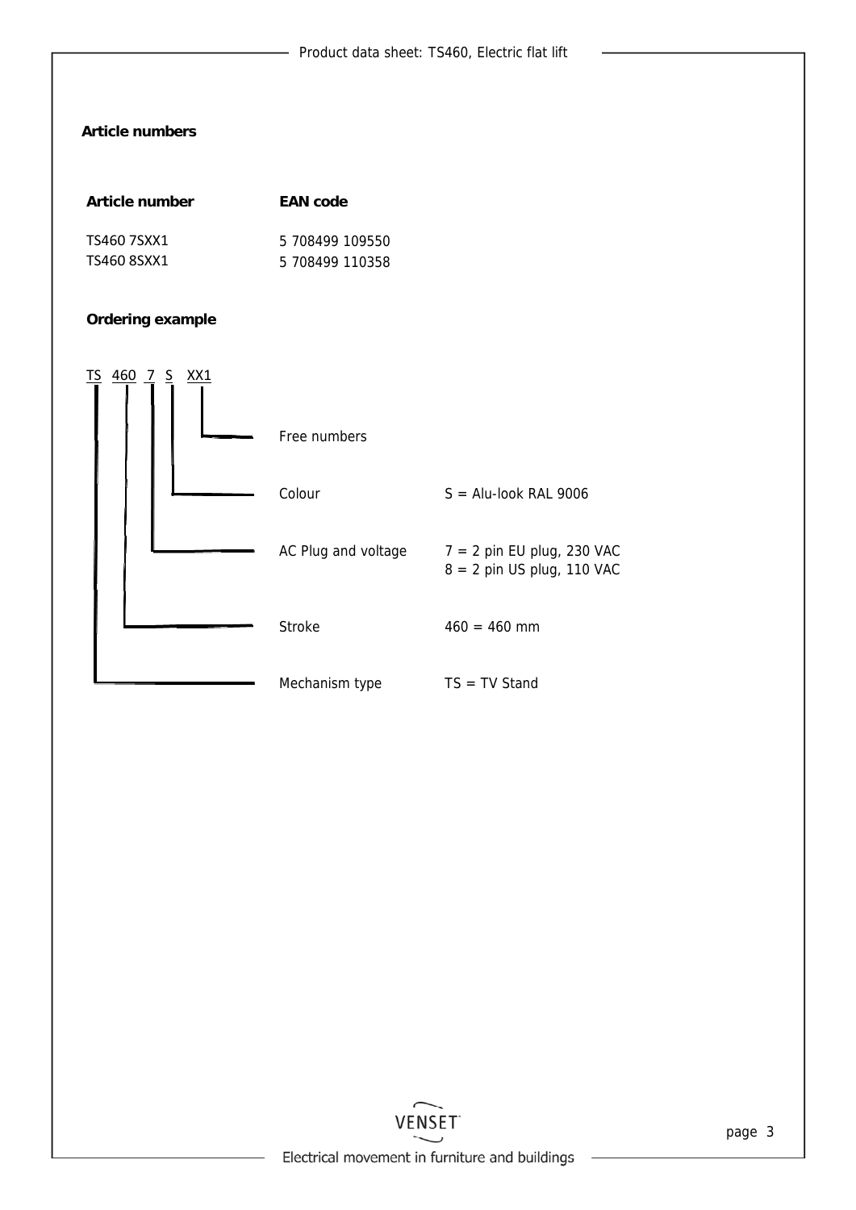## Article numbers

| Article number | EAN code |
|---|---|
| TS460 7SXX1 | 5 708499 109550 |
| TS460 8SXX1 | 5 708499 110358 |

## Ordering example

TS 460 7 S XX1

| Code | Description | Value |
|---|---|---|
| XX1 | Free numbers | |
| S | Colour | S = Alu-look RAL 9006 |
| 7 | AC Plug and voltage | 7 = 2 pin EU plug, 230 VAC<br>8 = 2 pin US plug, 110 VAC |
| 460 | Stroke | 460 = 460 mm |
| TS | Mechanism type | TS = TV Stand |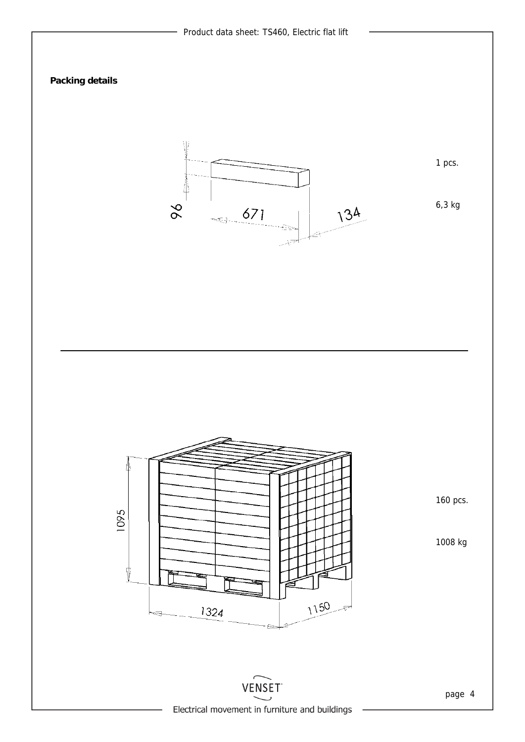## Packing details

96

671

134

1 pcs.

6,3 kg

---

1095

1324

1150

160 pcs.

1008 kg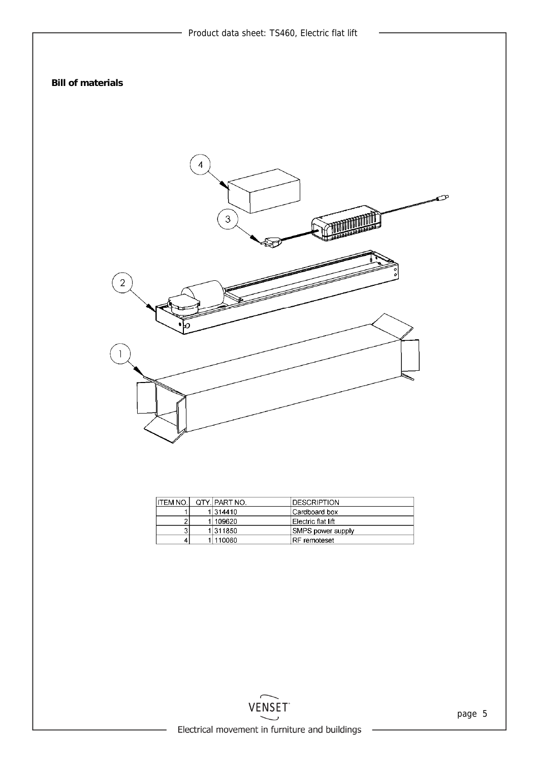**Bill of materials**

| ITEM NO. | QTY. | PART NO. | DESCRIPTION |
|---|---|---|---|
| 1 | 1 | 314410 | Cardboard box |
| 2 | 1 | 109620 | Electric flat lift |
| 3 | 1 | 311850 | SMPS power supply |
| 4 | 1 | 110080 | RF remoteset |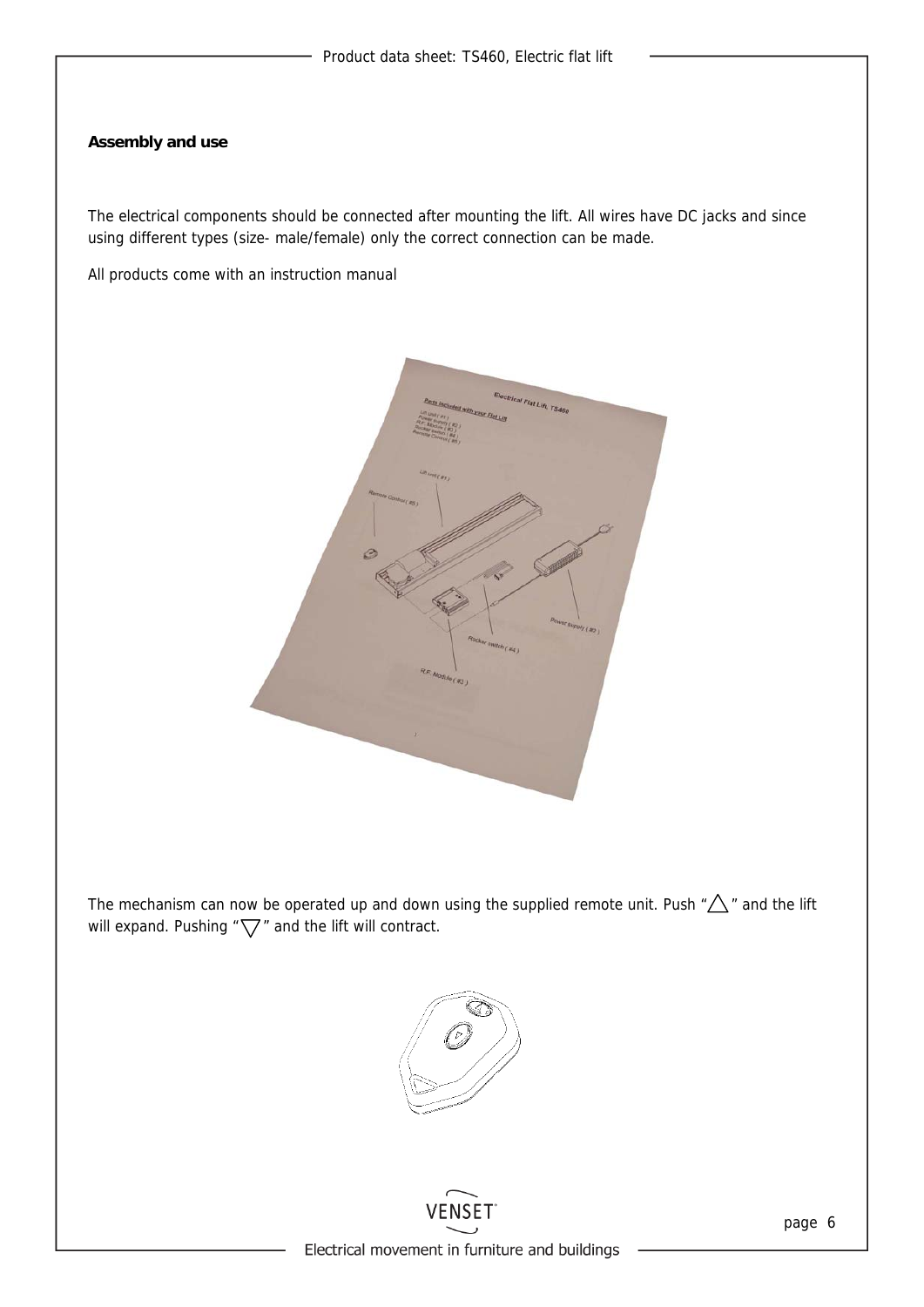## Assembly and use

The electrical components should be connected after mounting the lift. All wires have DC jacks and since using different types (size- male/female) only the correct connection can be made.

All products come with an instruction manual

The mechanism can now be operated up and down using the supplied remote unit. Push "△" and the lift will expand. Pushing "▽" and the lift will contract.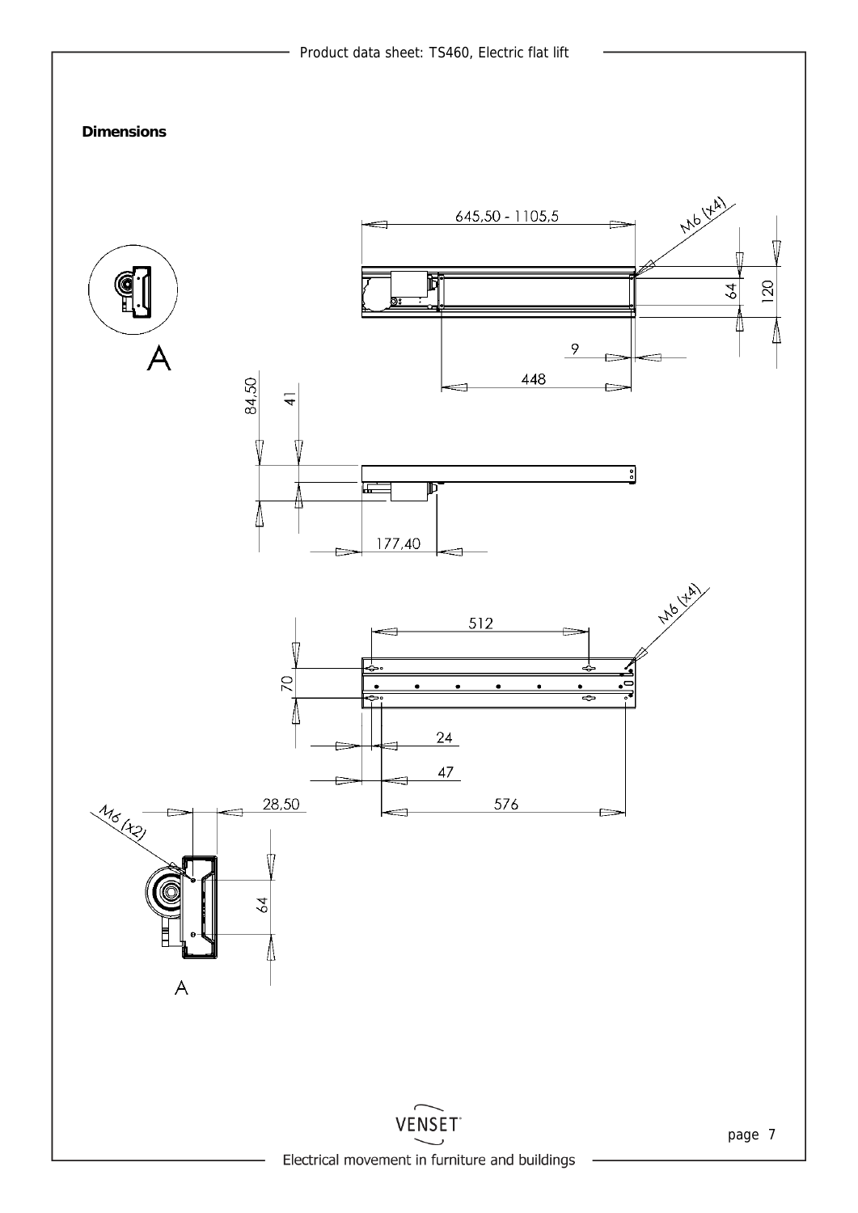## Dimensions

645,50 - 1105,5

M6 (x4)

64

120

9

448

A

84,50

41

177,40

512

M6 (x4)

70

24

47

576

28,50

M6 (x2)

64

A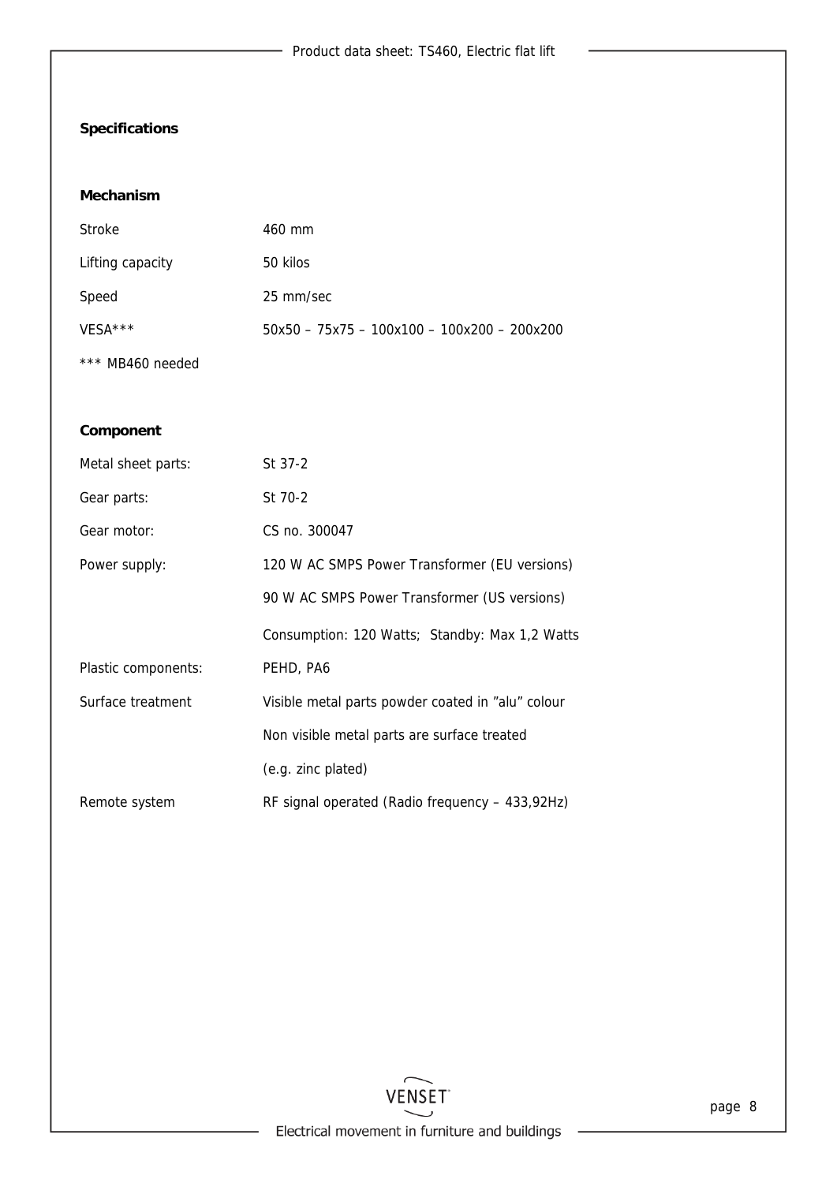## Specifications

### Mechanism

| | |
|---|---|
| Stroke | 460 mm |
| Lifting capacity | 50 kilos |
| Speed | 25 mm/sec |
| VESA*** | 50x50 – 75x75 – 100x100 – 100x200 – 200x200 |

*** MB460 needed

### Component

| | |
|---|---|
| Metal sheet parts: | St 37-2 |
| Gear parts: | St 70-2 |
| Gear motor: | CS no. 300047 |
| Power supply: | 120 W AC SMPS Power Transformer (EU versions) |
| | 90 W AC SMPS Power Transformer (US versions) |
| | Consumption: 120 Watts; Standby: Max 1,2 Watts |
| Plastic components: | PEHD, PA6 |
| Surface treatment | Visible metal parts powder coated in ”alu” colour |
| | Non visible metal parts are surface treated |
| | (e.g. zinc plated) |
| Remote system | RF signal operated (Radio frequency – 433,92Hz) |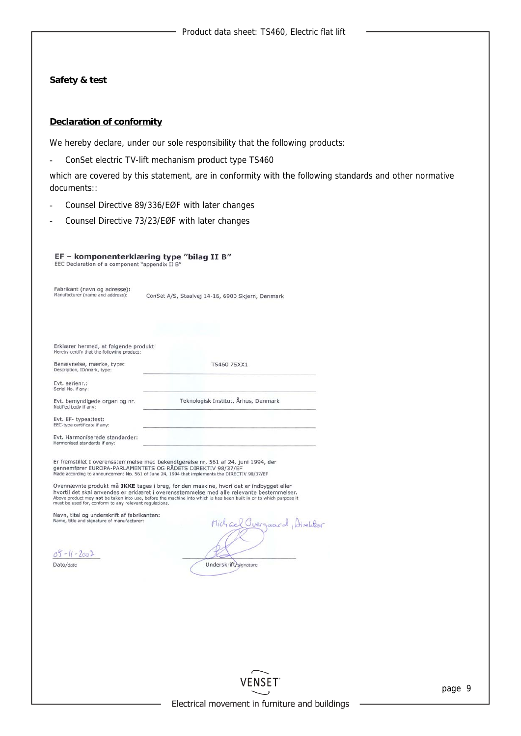**Safety & test**

**Declaration of conformity**

We hereby declare, under our sole responsibility that the following products:

- ConSet electric TV-lift mechanism product type TS460

which are covered by this statement, are in conformity with the following standards and other normative documents::

- Counsel Directive 89/336/EØF with later changes
- Counsel Directive 73/23/EØF with later changes

**EF – komponenterklæring type "bilag II B"**
EEC Declaration of a component "appendix II B"

Fabrikant (navn og adresse):
Manufacturer (name and address): ConSet A/S, Staalvej 14-16, 6900 Skjern, Denmark

Erklærer hermed, at følgende produkt:
Hereby certify that the following product:

| | |
|---|---|
| Benævnelse, mærke, type: Description, ID/mark, type: | TS460 7SXX1 |
| Evt. serienr.: Serial No. if any: | |
| Evt. bemyndigede organ og nr. Notified body if any: | Teknologisk Institut, Århus, Denmark |
| Evt. EF- typeattest: EEC-type certificate if any: | |
| Evt. Harmoniserede standarder: Harmonised standards if any: | |

Er fremstillet I overensstemmelse med bekendtgørelse nr. 561 af 24. juni 1994, der gennemfører EUROPA-PARLAMENTETS OG RÅDETS DIREKTIV 98/37/EF
Made according to announcement No. 561 of June 24, 1994 that implements the DIRECTIV 98/37/EF

Ovennævnte produkt må **IKKE** tages i brug, før den maskine, hvori det er indbygget eller hvortil det skal anvendes er erklæret i overensstemmelse med alle relevante bestemmelser.
Above product may **not** be taken into use, before the machine into which is has been built in or to which purpose it must be used for, conform to any relevant regulations.

Navn, titel og underskrift af fabrikanten:
Name, title and signature of manufacturer: Michael Overgaard, Direktør

05-11-2007
Dato/date

Underskrift/signature